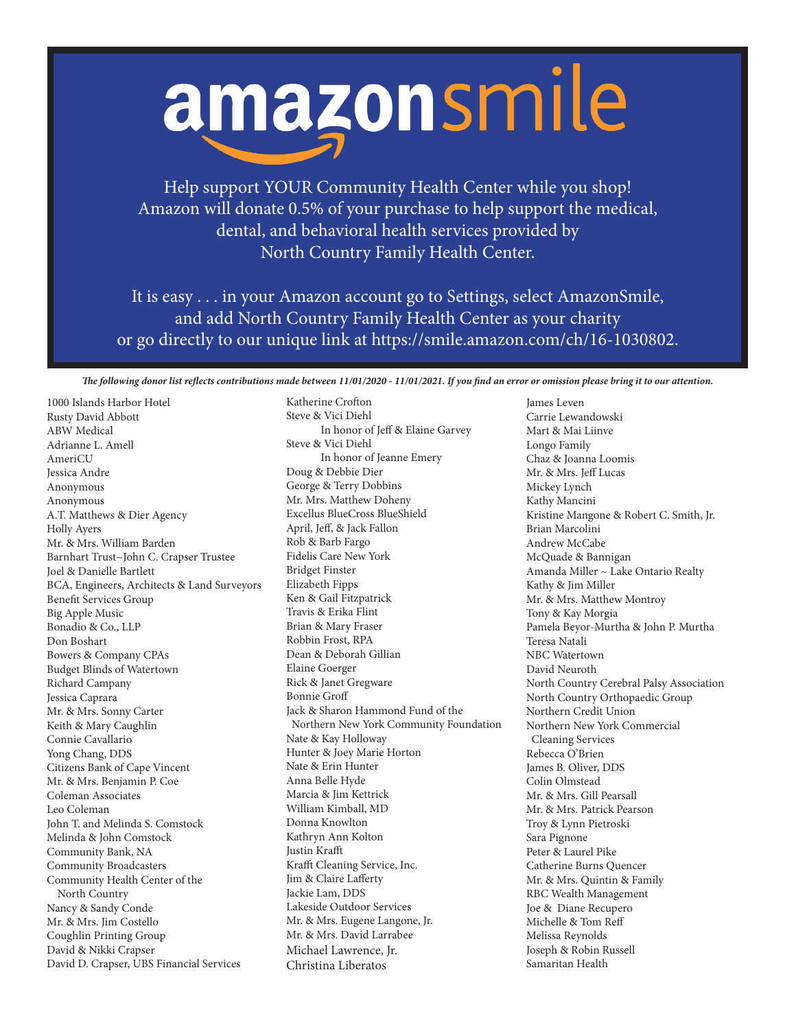# amazonsmile

Help support YOUR Community Health Center while you shop!
Amazon will donate 0.5% of your purchase to help support the medical, dental, and behavioral health services provided by North Country Family Health Center.

It is easy . . . in your Amazon account go to Settings, select AmazonSmile, and add North Country Family Health Center as your charity or go directly to our unique link at https://smile.amazon.com/ch/16-1030802.

***The following donor list reflects contributions made between 11/01/2020 - 11/01/2021. If you find an error or omission please bring it to our attention.***

1000 Islands Harbor Hotel
Rusty David Abbott
ABW Medical
Adrianne L. Amell
AmeriCU
Jessica Andre
Anonymous
Anonymous
A.T. Matthews & Dier Agency
Holly Ayers
Mr. & Mrs. William Barden
Barnhart Trust~John C. Crapser Trustee
Joel & Danielle Bartlett
BCA, Engineers, Architects & Land Surveyors
Benefit Services Group
Big Apple Music
Bonadio & Co., LLP
Don Boshart
Bowers & Company CPAs
Budget Blinds of Watertown
Richard Campany
Jessica Caprara
Mr. & Mrs. Sonny Carter
Keith & Mary Caughlin
Connie Cavallario
Yong Chang, DDS
Citizens Bank of Cape Vincent
Mr. & Mrs. Benjamin P. Coe
Coleman Associates
Leo Coleman
John T. and Melinda S. Comstock
Melinda & John Comstock
Community Bank, NA
Community Broadcasters
Community Health Center of the North Country
Nancy & Sandy Conde
Mr. & Mrs. Jim Costello
Coughlin Printing Group
David & Nikki Crapser
David D. Crapser, UBS Financial Services
Katherine Crofton
Steve & Vici Diehl
    In honor of Jeff & Elaine Garvey
Steve & Vici Diehl
    In honor of Jeanne Emery
Doug & Debbie Dier
George & Terry Dobbins
Mr. Mrs. Matthew Doheny
Excellus BlueCross BlueShield
April, Jeff, & Jack Fallon
Rob & Barb Fargo
Fidelis Care New York
Bridget Finster
Elizabeth Fipps
Ken & Gail Fitzpatrick
Travis & Erika Flint
Brian & Mary Fraser
Robbin Frost, RPA
Dean & Deborah Gillian
Elaine Goerger
Rick & Janet Gregware
Bonnie Groff
Jack & Sharon Hammond Fund of the Northern New York Community Foundation
Nate & Kay Holloway
Hunter & Joey Marie Horton
Nate & Erin Hunter
Anna Belle Hyde
Marcia & Jim Kettrick
William Kimball, MD
Donna Knowlton
Kathryn Ann Kolton
Justin Krafft
Krafft Cleaning Service, Inc.
Jim & Claire Lafferty
Jackie Lam, DDS
Lakeside Outdoor Services
Mr. & Mrs. Eugene Langone, Jr.
Mr. & Mrs. David Larrabee
Michael Lawrence, Jr.
Christina Liberatos
James Leven
Carrie Lewandowski
Mart & Mai Liinve
Longo Family
Chaz & Joanna Loomis
Mr. & Mrs. Jeff Lucas
Mickey Lynch
Kathy Mancini
Kristine Mangone & Robert C. Smith, Jr.
Brian Marcolini
Andrew McCabe
McQuade & Bannigan
Amanda Miller ~ Lake Ontario Realty
Kathy & Jim Miller
Mr. & Mrs. Matthew Montroy
Tony & Kay Morgia
Pamela Beyor-Murtha & John P. Murtha
Teresa Natali
NBC Watertown
David Neuroth
North Country Cerebral Palsy Association
North Country Orthopaedic Group
Northern Credit Union
Northern New York Commercial Cleaning Services
Rebecca O'Brien
James B. Oliver, DDS
Colin Olmstead
Mr. & Mrs. Gill Pearsall
Mr. & Mrs. Patrick Pearson
Troy & Lynn Pietroski
Sara Pignone
Peter & Laurel Pike
Catherine Burns Quencer
Mr. & Mrs. Quintin & Family
RBC Wealth Management
Joe & Diane Recupero
Michelle & Tom Reff
Melissa Reynolds
Joseph & Robin Russell
Samaritan Health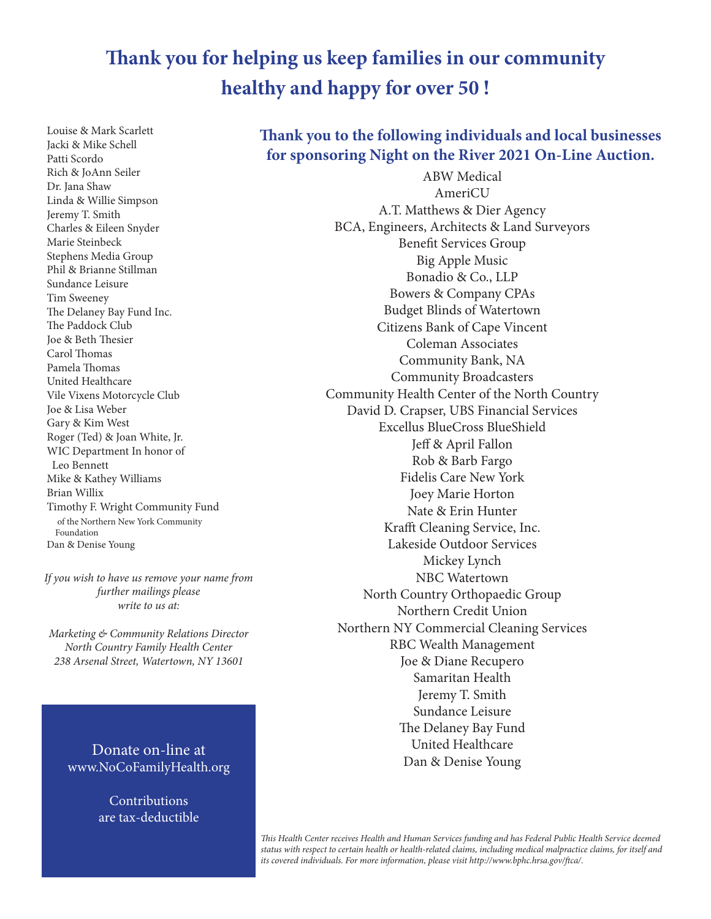# Thank you for helping us keep families in our community healthy and happy for over 50 !

Louise & Mark Scarlett
Jacki & Mike Schell
Patti Scordo
Rich & JoAnn Seiler
Dr. Jana Shaw
Linda & Willie Simpson
Jeremy T. Smith
Charles & Eileen Snyder
Marie Steinbeck
Stephens Media Group
Phil & Brianne Stillman
Sundance Leisure
Tim Sweeney
The Delaney Bay Fund Inc.
The Paddock Club
Joe & Beth Thesier
Carol Thomas
Pamela Thomas
United Healthcare
Vile Vixens Motorcycle Club
Joe & Lisa Weber
Gary & Kim West
Roger (Ted) & Joan White, Jr.
WIC Department In honor of Leo Bennett
Mike & Kathey Williams
Brian Willix
Timothy F. Wright Community Fund of the Northern New York Community Foundation
Dan & Denise Young

*If you wish to have us remove your name from further mailings please write to us at:*

*Marketing & Community Relations Director*
*North Country Family Health Center*
*238 Arsenal Street, Watertown, NY 13601*

Donate on-line at
www.NoCoFamilyHealth.org

Contributions
are tax-deductible

## Thank you to the following individuals and local businesses for sponsoring Night on the River 2021 On-Line Auction.

ABW Medical
AmeriCU
A.T. Matthews & Dier Agency
BCA, Engineers, Architects & Land Surveyors
Benefit Services Group
Big Apple Music
Bonadio & Co., LLP
Bowers & Company CPAs
Budget Blinds of Watertown
Citizens Bank of Cape Vincent
Coleman Associates
Community Bank, NA
Community Broadcasters
Community Health Center of the North Country
David D. Crapser, UBS Financial Services
Excellus BlueCross BlueShield
Jeff & April Fallon
Rob & Barb Fargo
Fidelis Care New York
Joey Marie Horton
Nate & Erin Hunter
Krafft Cleaning Service, Inc.
Lakeside Outdoor Services
Mickey Lynch
NBC Watertown
North Country Orthopaedic Group
Northern Credit Union
Northern NY Commercial Cleaning Services
RBC Wealth Management
Joe & Diane Recupero
Samaritan Health
Jeremy T. Smith
Sundance Leisure
The Delaney Bay Fund
United Healthcare
Dan & Denise Young

*This Health Center receives Health and Human Services funding and has Federal Public Health Service deemed status with respect to certain health or health-related claims, including medical malpractice claims, for itself and its covered individuals. For more information, please visit http://www.bphc.hrsa.gov/ftca/.*